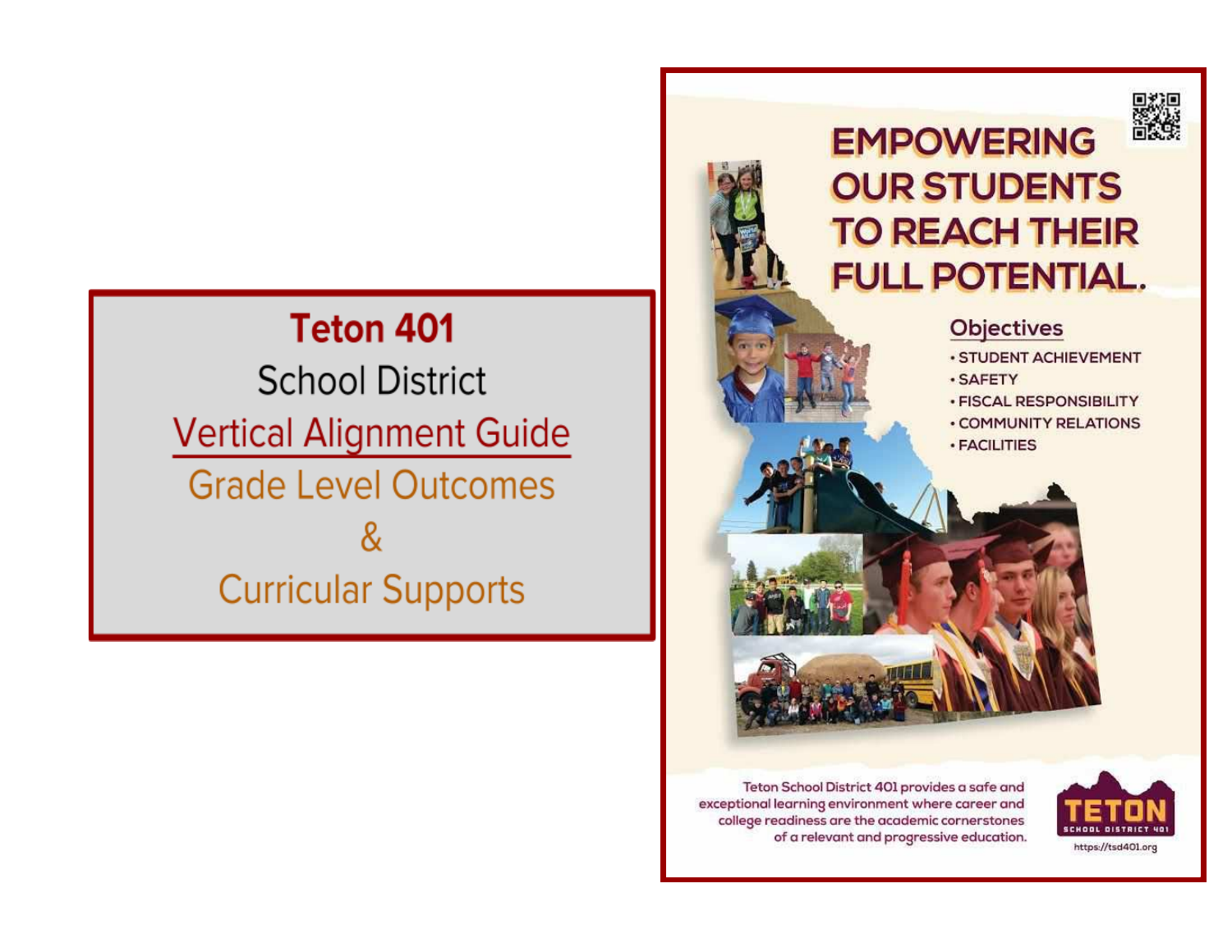# Teton 401

## School District

## Vertical Alignment Guide

## Grade Level Outcomes

## &

## Curricular Supports

# EMPOWERING OUR STUDENTS TO REACH THEIR FULL POTENTIAL.

**Objectives**

- STUDENT ACHIEVEMENT
- SAFETY
- FISCAL RESPONSIBILITY
- COMMUNITY RELATIONS
- FACILITIES

Teton School District 401 provides a safe and exceptional learning environment where career and college readiness are the academic cornerstones of a relevant and progressive education.

TETON SCHOOL DISTRICT 401

https://tsd401.org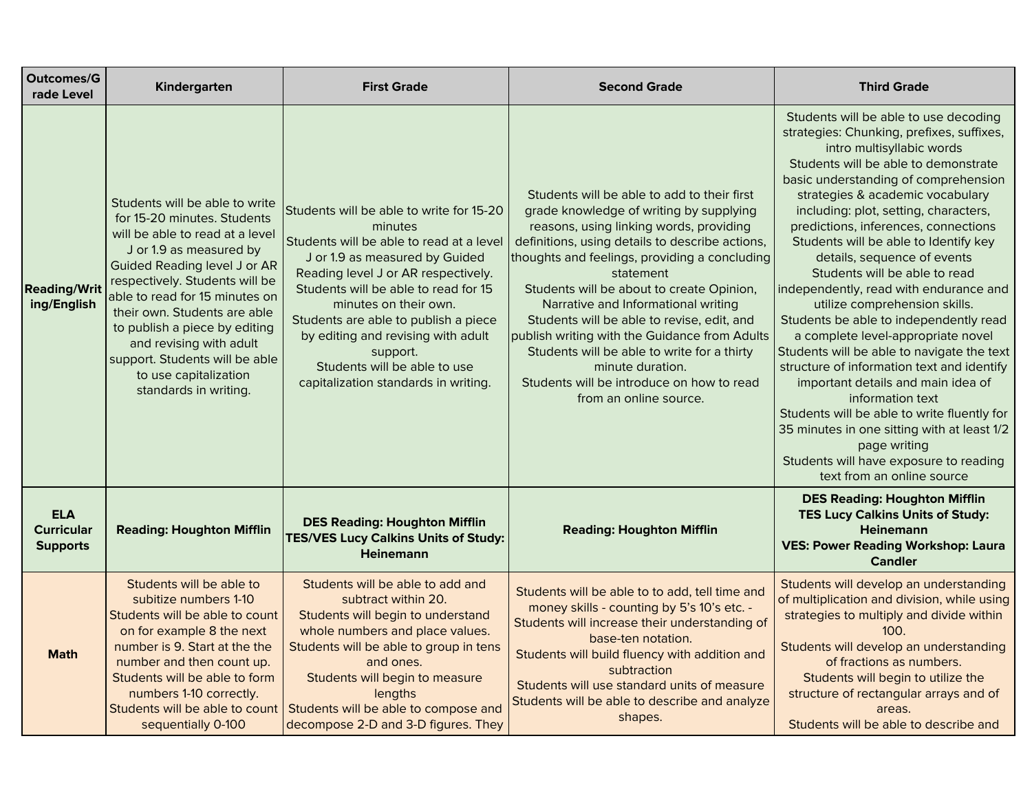| Outcomes/Grade Level | Kindergarten | First Grade | Second Grade | Third Grade |
|---|---|---|---|---|
| **Reading/Writing/English** | Students will be able to write for 15-20 minutes. Students will be able to read at a level J or 1.9 as measured by Guided Reading level J or AR respectively. Students will be able to read for 15 minutes on their own. Students are able to publish a piece by editing and revising with adult support. Students will be able to use capitalization standards in writing. | Students will be able to write for 15-20 minutes<br>Students will be able to read at a level J or 1.9 as measured by Guided Reading level J or AR respectively.<br>Students will be able to read for 15 minutes on their own.<br>Students are able to publish a piece by editing and revising with adult support.<br>Students will be able to use capitalization standards in writing. | Students will be able to add to their first grade knowledge of writing by supplying reasons, using linking words, providing definitions, using details to describe actions, thoughts and feelings, providing a concluding statement<br>Students will be about to create Opinion, Narrative and Informational writing<br>Students will be able to revise, edit, and publish writing with the Guidance from Adults<br>Students will be able to write for a thirty minute duration.<br>Students will be introduce on how to read from an online source. | Students will be able to use decoding strategies: Chunking, prefixes, suffixes, intro multisyllabic words<br>Students will be able to demonstrate basic understanding of comprehension strategies & academic vocabulary including: plot, setting, characters, predictions, inferences, connections<br>Students will be able to Identify key details, sequence of events<br>Students will be able to read independently, read with endurance and utilize comprehension skills.<br>Students be able to independently read a complete level-appropriate novel<br>Students will be able to navigate the text structure of information text and identify important details and main idea of information text<br>Students will be able to write fluently for 35 minutes in one sitting with at least 1/2 page writing<br>Students will have exposure to reading text from an online source |
| **ELA Curricular Supports** | **Reading: Houghton Mifflin** | **DES Reading: Houghton Mifflin<br>TES/VES Lucy Calkins Units of Study: Heinemann** | **Reading: Houghton Mifflin** | **DES Reading: Houghton Mifflin<br>TES Lucy Calkins Units of Study: Heinemann<br>VES: Power Reading Workshop: Laura Candler** |
| **Math** | Students will be able to subitize numbers 1-10<br>Students will be able to count on for example 8 the next number is 9. Start at the the number and then count up.<br>Students will be able to form numbers 1-10 correctly.<br>Students will be able to count sequentially 0-100 | Students will be able to add and subtract within 20.<br>Students will begin to understand whole numbers and place values.<br>Students will be able to group in tens and ones.<br>Students will begin to measure lengths<br>Students will be able to compose and decompose 2-D and 3-D figures. They | Students will be able to to add, tell time and money skills - counting by 5's 10's etc. -<br>Students will increase their understanding of base-ten notation.<br>Students will build fluency with addition and subtraction<br>Students will use standard units of measure<br>Students will be able to describe and analyze shapes. | Students will develop an understanding of multiplication and division, while using strategies to multiply and divide within 100.<br>Students will develop an understanding of fractions as numbers.<br>Students will begin to utilize the structure of rectangular arrays and of areas.<br>Students will be able to describe and |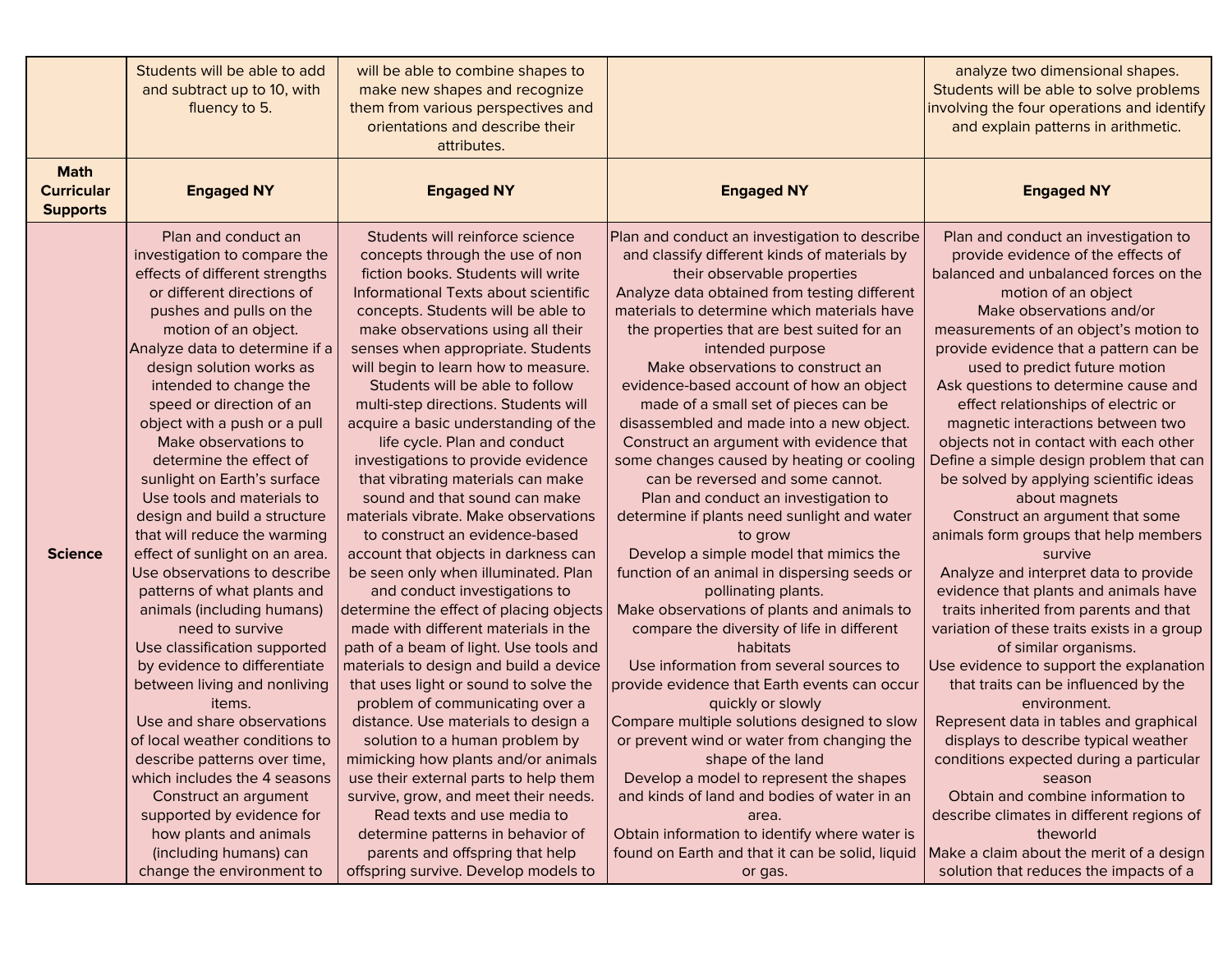| | | | | |
|---|---|---|---|---|
| | Students will be able to add and subtract up to 10, with fluency to 5. | will be able to combine shapes to make new shapes and recognize them from various perspectives and orientations and describe their attributes. | | analyze two dimensional shapes. Students will be able to solve problems involving the four operations and identify and explain patterns in arithmetic. |
| **Math Curricular Supports** | **Engaged NY** | **Engaged NY** | **Engaged NY** | **Engaged NY** |
| **Science** | Plan and conduct an investigation to compare the effects of different strengths or different directions of pushes and pulls on the motion of an object.<br>Analyze data to determine if a design solution works as intended to change the speed or direction of an object with a push or a pull<br>Make observations to determine the effect of sunlight on Earth's surface<br>Use tools and materials to design and build a structure that will reduce the warming effect of sunlight on an area.<br>Use observations to describe patterns of what plants and animals (including humans) need to survive<br>Use classification supported by evidence to differentiate between living and nonliving items.<br>Use and share observations of local weather conditions to describe patterns over time, which includes the 4 seasons<br>Construct an argument supported by evidence for how plants and animals (including humans) can change the environment to | Students will reinforce science concepts through the use of non fiction books. Students will write Informational Texts about scientific concepts. Students will be able to make observations using all their senses when appropriate. Students will begin to learn how to measure. Students will be able to follow multi-step directions. Students will acquire a basic understanding of the life cycle. Plan and conduct investigations to provide evidence that vibrating materials can make sound and that sound can make materials vibrate. Make observations to construct an evidence-based account that objects in darkness can be seen only when illuminated. Plan and conduct investigations to determine the effect of placing objects made with different materials in the path of a beam of light. Use tools and materials to design and build a device that uses light or sound to solve the problem of communicating over a distance. Use materials to design a solution to a human problem by mimicking how plants and/or animals use their external parts to help them survive, grow, and meet their needs. Read texts and use media to determine patterns in behavior of parents and offspring that help offspring survive. Develop models to | Plan and conduct an investigation to describe and classify different kinds of materials by their observable properties<br>Analyze data obtained from testing different materials to determine which materials have the properties that are best suited for an intended purpose<br>Make observations to construct an evidence-based account of how an object made of a small set of pieces can be disassembled and made into a new object.<br>Construct an argument with evidence that some changes caused by heating or cooling can be reversed and some cannot.<br>Plan and conduct an investigation to determine if plants need sunlight and water to grow<br>Develop a simple model that mimics the function of an animal in dispersing seeds or pollinating plants.<br>Make observations of plants and animals to compare the diversity of life in different habitats<br>Use information from several sources to provide evidence that Earth events can occur quickly or slowly<br>Compare multiple solutions designed to slow or prevent wind or water from changing the shape of the land<br>Develop a model to represent the shapes and kinds of land and bodies of water in an area.<br>Obtain information to identify where water is found on Earth and that it can be solid, liquid or gas. | Plan and conduct an investigation to provide evidence of the effects of balanced and unbalanced forces on the motion of an object<br>Make observations and/or measurements of an object's motion to provide evidence that a pattern can be used to predict future motion<br>Ask questions to determine cause and effect relationships of electric or magnetic interactions between two objects not in contact with each other<br>Define a simple design problem that can be solved by applying scientific ideas about magnets<br>Construct an argument that some animals form groups that help members survive<br>Analyze and interpret data to provide evidence that plants and animals have traits inherited from parents and that variation of these traits exists in a group of similar organisms.<br>Use evidence to support the explanation that traits can be influenced by the environment.<br>Represent data in tables and graphical displays to describe typical weather conditions expected during a particular season<br>Obtain and combine information to describe climates in different regions of theworld<br>Make a claim about the merit of a design solution that reduces the impacts of a |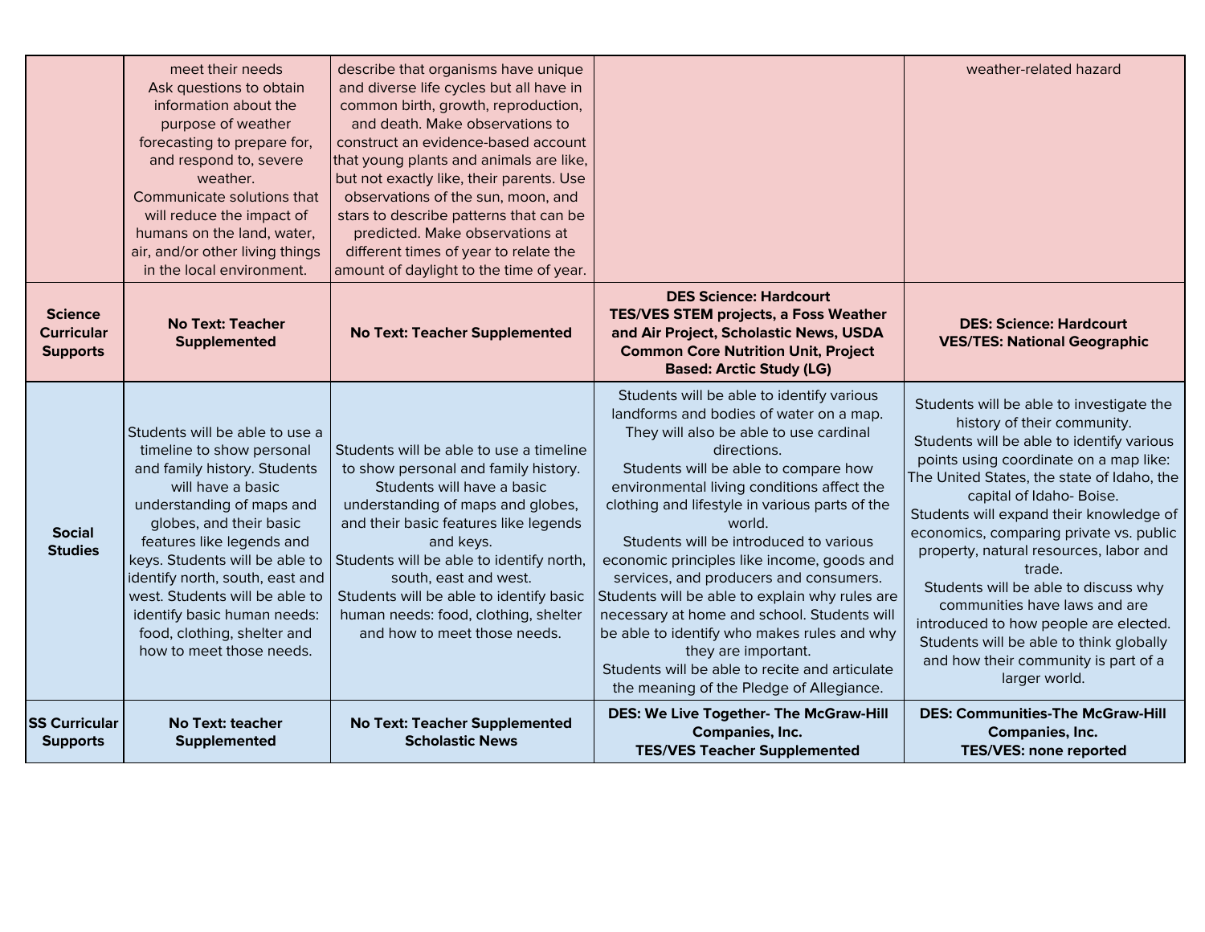| | | | | |
|---|---|---|---|---|
| | meet their needs<br>Ask questions to obtain information about the purpose of weather forecasting to prepare for, and respond to, severe weather.<br>Communicate solutions that will reduce the impact of humans on the land, water, air, and/or other living things in the local environment. | describe that organisms have unique and diverse life cycles but all have in common birth, growth, reproduction, and death. Make observations to construct an evidence-based account that young plants and animals are like, but not exactly like, their parents. Use observations of the sun, moon, and stars to describe patterns that can be predicted. Make observations at different times of year to relate the amount of daylight to the time of year. | | weather-related hazard |
| **Science Curricular Supports** | **No Text: Teacher Supplemented** | **No Text: Teacher Supplemented** | **DES Science: Hardcourt<br>TES/VES STEM projects, a Foss Weather and Air Project, Scholastic News, USDA Common Core Nutrition Unit, Project Based: Arctic Study (LG)** | **DES: Science: Hardcourt<br>VES/TES: National Geographic** |
| **Social Studies** | Students will be able to use a timeline to show personal and family history. Students will have a basic understanding of maps and globes, and their basic features like legends and keys. Students will be able to identify north, south, east and west. Students will be able to identify basic human needs: food, clothing, shelter and how to meet those needs. | Students will be able to use a timeline to show personal and family history.<br>Students will have a basic understanding of maps and globes, and their basic features like legends and keys.<br>Students will be able to identify north, south, east and west.<br>Students will be able to identify basic human needs: food, clothing, shelter and how to meet those needs. | Students will be able to identify various landforms and bodies of water on a map. They will also be able to use cardinal directions.<br>Students will be able to compare how environmental living conditions affect the clothing and lifestyle in various parts of the world.<br>Students will be introduced to various economic principles like income, goods and services, and producers and consumers.<br>Students will be able to explain why rules are necessary at home and school. Students will be able to identify who makes rules and why they are important.<br>Students will be able to recite and articulate the meaning of the Pledge of Allegiance. | Students will be able to investigate the history of their community.<br>Students will be able to identify various points using coordinate on a map like: The United States, the state of Idaho, the capital of Idaho- Boise.<br>Students will expand their knowledge of economics, comparing private vs. public property, natural resources, labor and trade.<br>Students will be able to discuss why communities have laws and are introduced to how people are elected.<br>Students will be able to think globally and how their community is part of a larger world. |
| **SS Curricular Supports** | **No Text: teacher Supplemented** | **No Text: Teacher Supplemented<br>Scholastic News** | **DES: We Live Together- The McGraw-Hill Companies, Inc.<br>TES/VES Teacher Supplemented** | **DES: Communities-The McGraw-Hill Companies, Inc.<br>TES/VES: none reported** |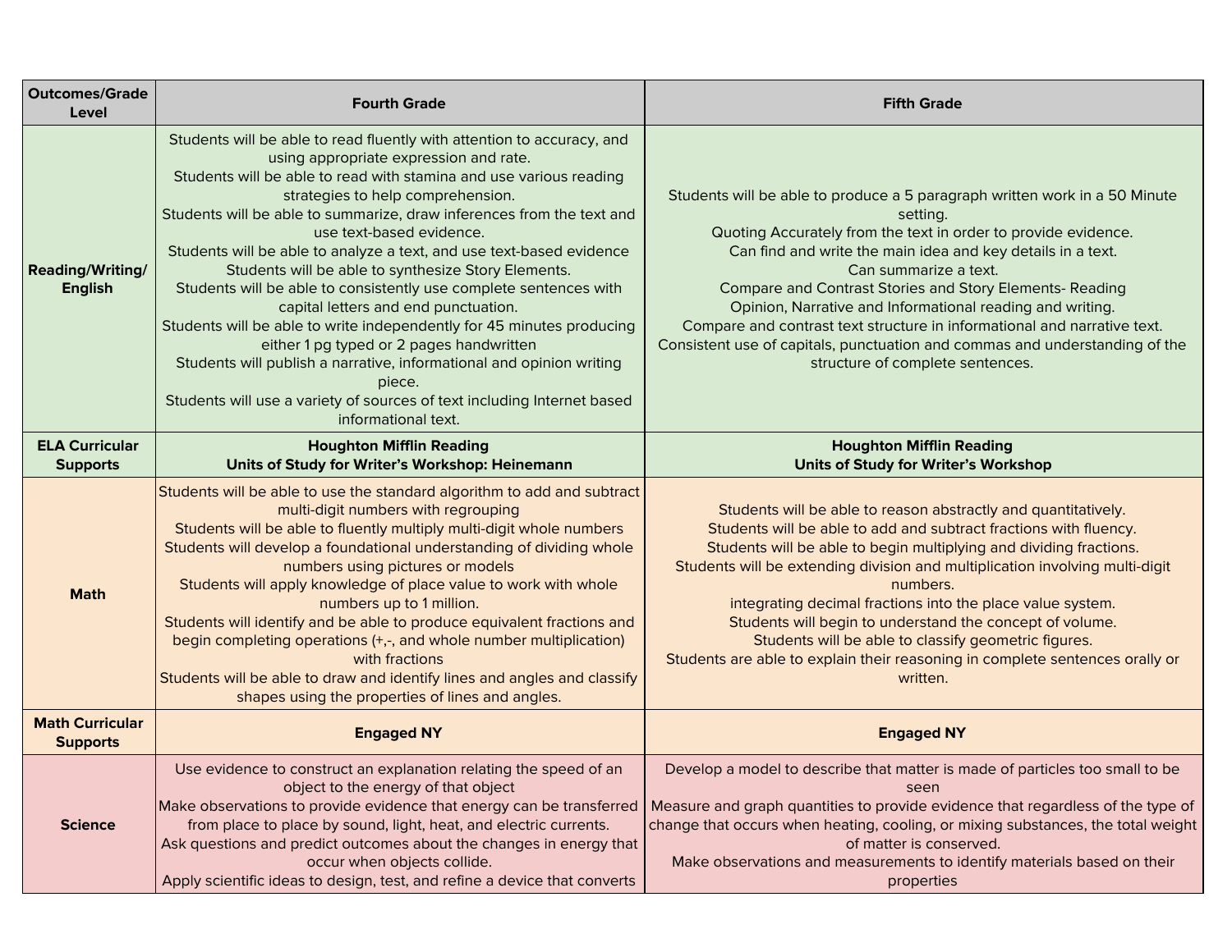| Outcomes/Grade Level | Fourth Grade | Fifth Grade |
|---|---|---|
| **Reading/Writing/ English** | Students will be able to read fluently with attention to accuracy, and using appropriate expression and rate.<br>Students will be able to read with stamina and use various reading strategies to help comprehension.<br>Students will be able to summarize, draw inferences from the text and use text-based evidence.<br>Students will be able to analyze a text, and use text-based evidence<br>Students will be able to synthesize Story Elements.<br>Students will be able to consistently use complete sentences with capital letters and end punctuation.<br>Students will be able to write independently for 45 minutes producing either 1 pg typed or 2 pages handwritten<br>Students will publish a narrative, informational and opinion writing piece.<br>Students will use a variety of sources of text including Internet based informational text. | Students will be able to produce a 5 paragraph written work in a 50 Minute setting.<br>Quoting Accurately from the text in order to provide evidence.<br>Can find and write the main idea and key details in a text.<br>Can summarize a text.<br>Compare and Contrast Stories and Story Elements- Reading<br>Opinion, Narrative and Informational reading and writing.<br>Compare and contrast text structure in informational and narrative text.<br>Consistent use of capitals, punctuation and commas and understanding of the structure of complete sentences. |
| **ELA Curricular Supports** | **Houghton Mifflin Reading**<br>**Units of Study for Writer's Workshop: Heinemann** | **Houghton Mifflin Reading**<br>**Units of Study for Writer's Workshop** |
| **Math** | Students will be able to use the standard algorithm to add and subtract multi-digit numbers with regrouping<br>Students will be able to fluently multiply multi-digit whole numbers<br>Students will develop a foundational understanding of dividing whole numbers using pictures or models<br>Students will apply knowledge of place value to work with whole numbers up to 1 million.<br>Students will identify and be able to produce equivalent fractions and begin completing operations (+,-, and whole number multiplication) with fractions<br>Students will be able to draw and identify lines and angles and classify shapes using the properties of lines and angles. | Students will be able to reason abstractly and quantitatively.<br>Students will be able to add and subtract fractions with fluency.<br>Students will be able to begin multiplying and dividing fractions.<br>Students will be extending division and multiplication involving multi-digit numbers.<br>integrating decimal fractions into the place value system.<br>Students will begin to understand the concept of volume.<br>Students will be able to classify geometric figures.<br>Students are able to explain their reasoning in complete sentences orally or written. |
| **Math Curricular Supports** | **Engaged NY** | **Engaged NY** |
| **Science** | Use evidence to construct an explanation relating the speed of an object to the energy of that object<br>Make observations to provide evidence that energy can be transferred from place to place by sound, light, heat, and electric currents.<br>Ask questions and predict outcomes about the changes in energy that occur when objects collide.<br>Apply scientific ideas to design, test, and refine a device that converts | Develop a model to describe that matter is made of particles too small to be seen<br>Measure and graph quantities to provide evidence that regardless of the type of change that occurs when heating, cooling, or mixing substances, the total weight of matter is conserved.<br>Make observations and measurements to identify materials based on their properties |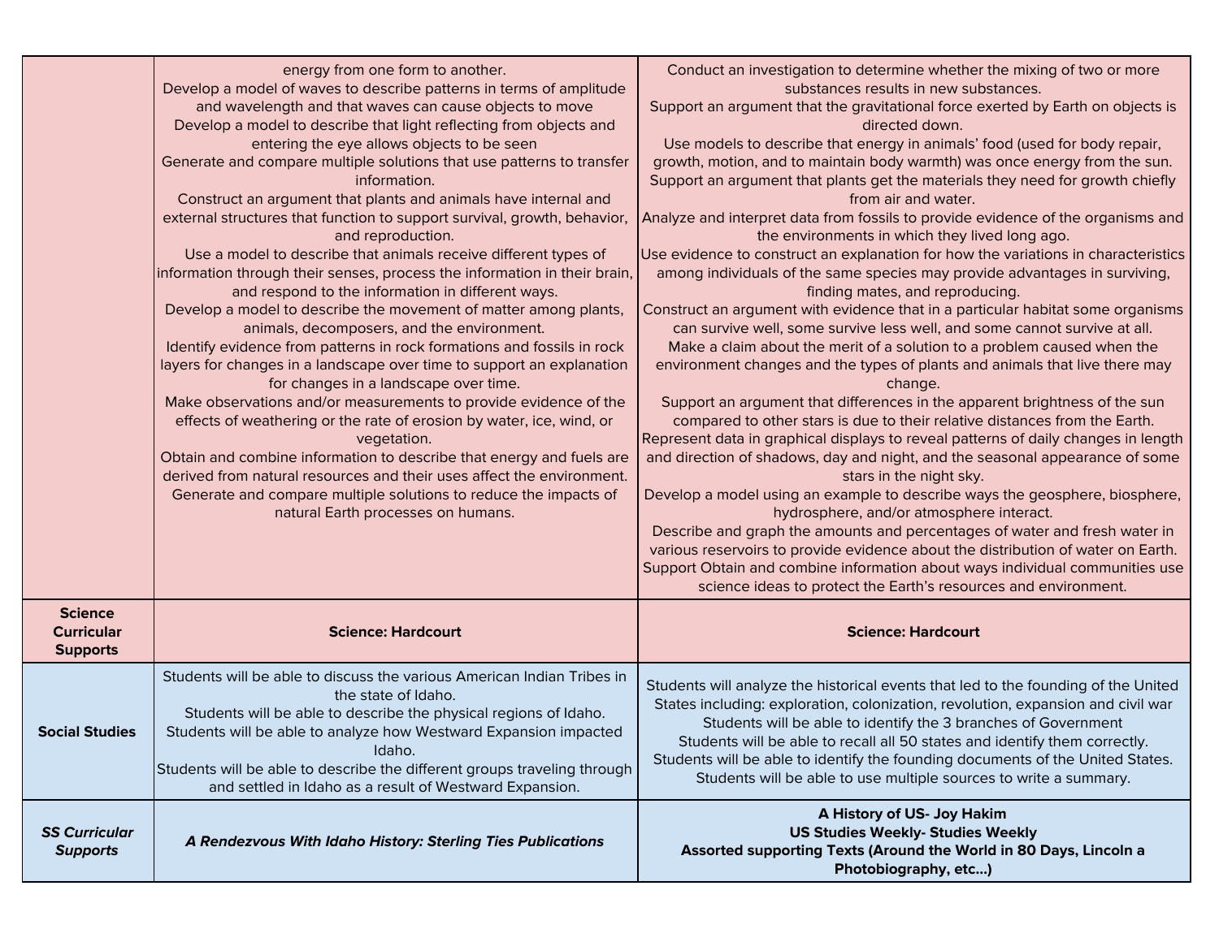| | | |
|---|---|---|
| | energy from one form to another.<br>Develop a model of waves to describe patterns in terms of amplitude and wavelength and that waves can cause objects to move<br>Develop a model to describe that light reflecting from objects and entering the eye allows objects to be seen<br>Generate and compare multiple solutions that use patterns to transfer information.<br>Construct an argument that plants and animals have internal and external structures that function to support survival, growth, behavior, and reproduction.<br>Use a model to describe that animals receive different types of information through their senses, process the information in their brain, and respond to the information in different ways.<br>Develop a model to describe the movement of matter among plants, animals, decomposers, and the environment.<br>Identify evidence from patterns in rock formations and fossils in rock layers for changes in a landscape over time to support an explanation for changes in a landscape over time.<br>Make observations and/or measurements to provide evidence of the effects of weathering or the rate of erosion by water, ice, wind, or vegetation.<br>Obtain and combine information to describe that energy and fuels are derived from natural resources and their uses affect the environment.<br>Generate and compare multiple solutions to reduce the impacts of natural Earth processes on humans. | Conduct an investigation to determine whether the mixing of two or more substances results in new substances.<br>Support an argument that the gravitational force exerted by Earth on objects is directed down.<br>Use models to describe that energy in animals' food (used for body repair, growth, motion, and to maintain body warmth) was once energy from the sun.<br>Support an argument that plants get the materials they need for growth chiefly from air and water.<br>Analyze and interpret data from fossils to provide evidence of the organisms and the environments in which they lived long ago.<br>Use evidence to construct an explanation for how the variations in characteristics among individuals of the same species may provide advantages in surviving, finding mates, and reproducing.<br>Construct an argument with evidence that in a particular habitat some organisms can survive well, some survive less well, and some cannot survive at all.<br>Make a claim about the merit of a solution to a problem caused when the environment changes and the types of plants and animals that live there may change.<br>Support an argument that differences in the apparent brightness of the sun compared to other stars is due to their relative distances from the Earth.<br>Represent data in graphical displays to reveal patterns of daily changes in length and direction of shadows, day and night, and the seasonal appearance of some stars in the night sky.<br>Develop a model using an example to describe ways the geosphere, biosphere, hydrosphere, and/or atmosphere interact.<br>Describe and graph the amounts and percentages of water and fresh water in various reservoirs to provide evidence about the distribution of water on Earth.<br>Support Obtain and combine information about ways individual communities use science ideas to protect the Earth's resources and environment. |
| **Science Curricular Supports** | **Science: Hardcourt** | **Science: Hardcourt** |
| **Social Studies** | Students will be able to discuss the various American Indian Tribes in the state of Idaho.<br>Students will be able to describe the physical regions of Idaho.<br>Students will be able to analyze how Westward Expansion impacted Idaho.<br>Students will be able to describe the different groups traveling through and settled in Idaho as a result of Westward Expansion. | Students will analyze the historical events that led to the founding of the United States including: exploration, colonization, revolution, expansion and civil war<br>Students will be able to identify the 3 branches of Government<br>Students will be able to recall all 50 states and identify them correctly.<br>Students will be able to identify the founding documents of the United States.<br>Students will be able to use multiple sources to write a summary. |
| ***SS Curricular Supports*** | ***A Rendezvous With Idaho History: Sterling Ties Publications*** | **A History of US- Joy Hakim**<br>**US Studies Weekly- Studies Weekly**<br>**Assorted supporting Texts (Around the World in 80 Days, Lincoln a Photobiography, etc...)** |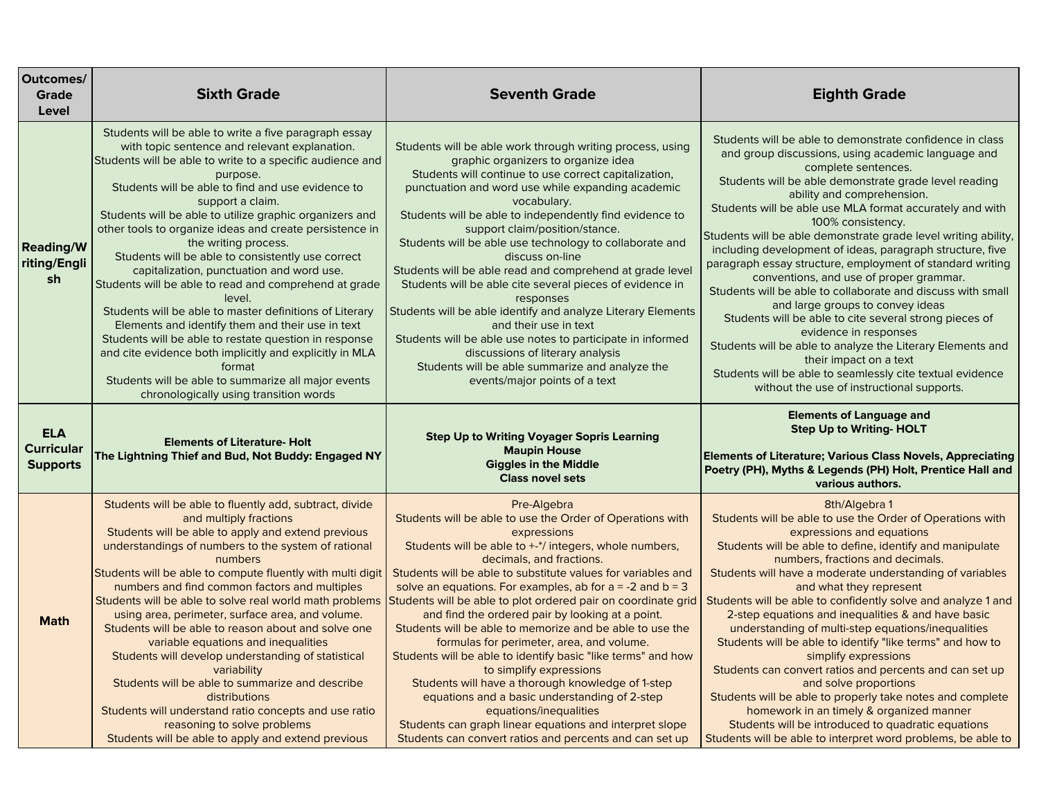| Outcomes/ Grade Level | Sixth Grade | Seventh Grade | Eighth Grade |
|---|---|---|---|
| **Reading/Writing/English** | Students will be able to write a five paragraph essay with topic sentence and relevant explanation.<br>Students will be able to write to a specific audience and purpose.<br>Students will be able to find and use evidence to support a claim.<br>Students will be able to utilize graphic organizers and other tools to organize ideas and create persistence in the writing process.<br>Students will be able to consistently use correct capitalization, punctuation and word use.<br>Students will be able to read and comprehend at grade level.<br>Students will be able to master definitions of Literary Elements and identify them and their use in text<br>Students will be able to restate question in response and cite evidence both implicitly and explicitly in MLA format<br>Students will be able to summarize all major events chronologically using transition words | Students will be able work through writing process, using graphic organizers to organize idea<br>Students will continue to use correct capitalization, punctuation and word use while expanding academic vocabulary.<br>Students will be able to independently find evidence to support claim/position/stance.<br>Students will be able use technology to collaborate and discuss on-line<br>Students will be able read and comprehend at grade level<br>Students will be able cite several pieces of evidence in responses<br>Students will be able identify and analyze Literary Elements and their use in text<br>Students will be able use notes to participate in informed discussions of literary analysis<br>Students will be able summarize and analyze the events/major points of a text | Students will be able to demonstrate confidence in class and group discussions, using academic language and complete sentences.<br>Students will be able demonstrate grade level reading ability and comprehension.<br>Students will be able use MLA format accurately and with 100% consistency.<br>Students will be able demonstrate grade level writing ability, including development of ideas, paragraph structure, five paragraph essay structure, employment of standard writing conventions, and use of proper grammar.<br>Students will be able to collaborate and discuss with small and large groups to convey ideas<br>Students will be able to cite several strong pieces of evidence in responses<br>Students will be able to analyze the Literary Elements and their impact on a text<br>Students will be able to seamlessly cite textual evidence without the use of instructional supports. |
| **ELA Curricular Supports** | **Elements of Literature- Holt**<br>**The Lightning Thief and Bud, Not Buddy: Engaged NY** | **Step Up to Writing Voyager Sopris Learning**<br>**Maupin House**<br>**Giggles in the Middle**<br>**Class novel sets** | **Elements of Language and**<br>**Step Up to Writing- HOLT**<br><br>**Elements of Literature; Various Class Novels, Appreciating Poetry (PH), Myths & Legends (PH) Holt, Prentice Hall and various authors.** |
| **Math** | Students will be able to fluently add, subtract, divide and multiply fractions<br>Students will be able to apply and extend previous understandings of numbers to the system of rational numbers<br>Students will be able to compute fluently with multi digit numbers and find common factors and multiples<br>Students will be able to solve real world math problems using area, perimeter, surface area, and volume.<br>Students will be able to reason about and solve one variable equations and inequalities<br>Students will develop understanding of statistical variability<br>Students will be able to summarize and describe distributions<br>Students will understand ratio concepts and use ratio reasoning to solve problems<br>Students will be able to apply and extend previous | Pre-Algebra<br>Students will be able to use the Order of Operations with expressions<br>Students will be able to +-*/ integers, whole numbers, decimals, and fractions.<br>Students will be able to substitute values for variables and solve an equations. For examples, ab for $a = -2$ and $b = 3$<br>Students will be able to plot ordered pair on coordinate grid and find the ordered pair by looking at a point.<br>Students will be able to memorize and be able to use the formulas for perimeter, area, and volume.<br>Students will be able to identify basic "like terms" and how to simplify expressions<br>Students will have a thorough knowledge of 1-step equations and a basic understanding of 2-step equations/inequalities<br>Students can graph linear equations and interpret slope<br>Students can convert ratios and percents and can set up | 8th/Algebra 1<br>Students will be able to use the Order of Operations with expressions and equations<br>Students will be able to define, identify and manipulate numbers, fractions and decimals.<br>Students will have a moderate understanding of variables and what they represent<br>Students will be able to confidently solve and analyze 1 and 2-step equations and inequalities & and have basic understanding of multi-step equations/inequalities<br>Students will be able to identify "like terms" and how to simplify expressions<br>Students can convert ratios and percents and can set up and solve proportions<br>Students will be able to properly take notes and complete homework in an timely & organized manner<br>Students will be introduced to quadratic equations<br>Students will be able to interpret word problems, be able to |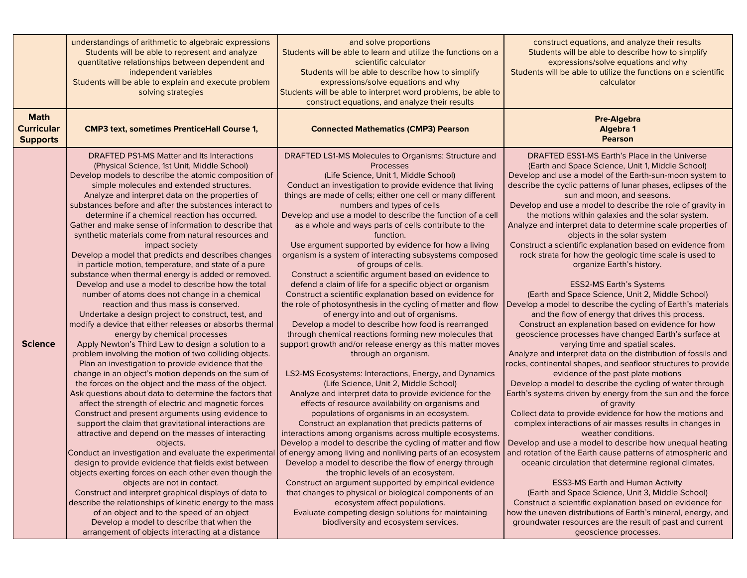| | | | |
|---|---|---|---|
| | understandings of arithmetic to algebraic expressions<br>Students will be able to represent and analyze quantitative relationships between dependent and independent variables<br>Students will be able to explain and execute problem solving strategies | and solve proportions<br>Students will be able to learn and utilize the functions on a scientific calculator<br>Students will be able to describe how to simplify expressions/solve equations and why<br>Students will be able to interpret word problems, be able to construct equations, and analyze their results | construct equations, and analyze their results<br>Students will be able to describe how to simplify expressions/solve equations and why<br>Students will be able to utilize the functions on a scientific calculator |
| **Math Curricular Supports** | **CMP3 text, sometimes PrenticeHall Course 1,** | **Connected Mathematics (CMP3) Pearson** | **Pre-Algebra**<br>**Algebra 1**<br>**Pearson** |
| **Science** | DRAFTED PS1-MS Matter and Its Interactions<br>(Physical Science, 1st Unit, Middle School)<br>Develop models to describe the atomic composition of simple molecules and extended structures.<br>Analyze and interpret data on the properties of substances before and after the substances interact to determine if a chemical reaction has occurred.<br>Gather and make sense of information to describe that synthetic materials come from natural resources and impact society<br>Develop a model that predicts and describes changes in particle motion, temperature, and state of a pure substance when thermal energy is added or removed.<br>Develop and use a model to describe how the total number of atoms does not change in a chemical reaction and thus mass is conserved.<br>Undertake a design project to construct, test, and modify a device that either releases or absorbs thermal energy by chemical processes<br>Apply Newton's Third Law to design a solution to a problem involving the motion of two colliding objects.<br>Plan an investigation to provide evidence that the change in an object's motion depends on the sum of the forces on the object and the mass of the object.<br>Ask questions about data to determine the factors that affect the strength of electric and magnetic forces<br>Construct and present arguments using evidence to support the claim that gravitational interactions are attractive and depend on the masses of interacting objects.<br>Conduct an investigation and evaluate the experimental design to provide evidence that fields exist between objects exerting forces on each other even though the objects are not in contact.<br>Construct and interpret graphical displays of data to describe the relationships of kinetic energy to the mass of an object and to the speed of an object<br>Develop a model to describe that when the arrangement of objects interacting at a distance | DRAFTED LS1-MS Molecules to Organisms: Structure and Processes<br>(Life Science, Unit 1, Middle School)<br>Conduct an investigation to provide evidence that living things are made of cells; either one cell or many different numbers and types of cells<br>Develop and use a model to describe the function of a cell as a whole and ways parts of cells contribute to the function.<br>Use argument supported by evidence for how a living organism is a system of interacting subsystems composed of groups of cells.<br>Construct a scientific argument based on evidence to defend a claim of life for a specific object or organism<br>Construct a scientific explanation based on evidence for the role of photosynthesis in the cycling of matter and flow of energy into and out of organisms.<br>Develop a model to describe how food is rearranged through chemical reactions forming new molecules that support growth and/or release energy as this matter moves through an organism.<br><br>LS2-MS Ecosystems: Interactions, Energy, and Dynamics<br>(Life Science, Unit 2, Middle School)<br>Analyze and interpret data to provide evidence for the effects of resource availability on organisms and populations of organisms in an ecosystem.<br>Construct an explanation that predicts patterns of interactions among organisms across multiple ecosystems.<br>Develop a model to describe the cycling of matter and flow of energy among living and nonliving parts of an ecosystem<br>Develop a model to describe the flow of energy through the trophic levels of an ecosystem.<br>Construct an argument supported by empirical evidence that changes to physical or biological components of an ecosystem affect populations.<br>Evaluate competing design solutions for maintaining biodiversity and ecosystem services. | DRAFTED ESS1-MS Earth's Place in the Universe<br>(Earth and Space Science, Unit 1, Middle School)<br>Develop and use a model of the Earth-sun-moon system to describe the cyclic patterns of lunar phases, eclipses of the sun and moon, and seasons.<br>Develop and use a model to describe the role of gravity in the motions within galaxies and the solar system.<br>Analyze and interpret data to determine scale properties of objects in the solar system<br>Construct a scientific explanation based on evidence from rock strata for how the geologic time scale is used to organize Earth's history.<br><br>ESS2-MS Earth's Systems<br>(Earth and Space Science, Unit 2, Middle School)<br>Develop a model to describe the cycling of Earth's materials and the flow of energy that drives this process.<br>Construct an explanation based on evidence for how geoscience processes have changed Earth's surface at varying time and spatial scales.<br>Analyze and interpret data on the distribution of fossils and rocks, continental shapes, and seafloor structures to provide evidence of the past plate motions<br>Develop a model to describe the cycling of water through Earth's systems driven by energy from the sun and the force of gravity<br>Collect data to provide evidence for how the motions and complex interactions of air masses results in changes in weather conditions.<br>Develop and use a model to describe how unequal heating and rotation of the Earth cause patterns of atmospheric and oceanic circulation that determine regional climates.<br><br>ESS3-MS Earth and Human Activity<br>(Earth and Space Science, Unit 3, Middle School)<br>Construct a scientific explanation based on evidence for how the uneven distributions of Earth's mineral, energy, and groundwater resources are the result of past and current geoscience processes. |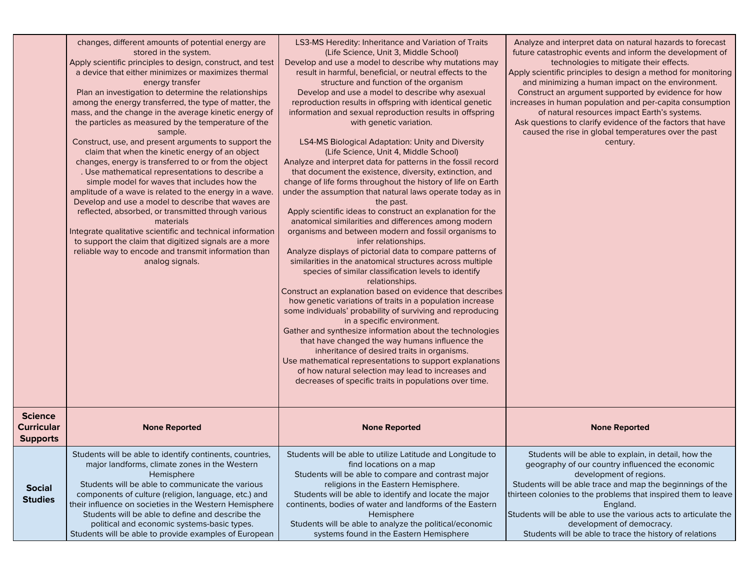| | | | |
|---|---|---|---|
| | changes, different amounts of potential energy are stored in the system.<br>Apply scientific principles to design, construct, and test a device that either minimizes or maximizes thermal energy transfer<br>Plan an investigation to determine the relationships among the energy transferred, the type of matter, the mass, and the change in the average kinetic energy of the particles as measured by the temperature of the sample.<br>Construct, use, and present arguments to support the claim that when the kinetic energy of an object changes, energy is transferred to or from the object<br>. Use mathematical representations to describe a simple model for waves that includes how the amplitude of a wave is related to the energy in a wave.<br>Develop and use a model to describe that waves are reflected, absorbed, or transmitted through various materials<br>Integrate qualitative scientific and technical information to support the claim that digitized signals are a more reliable way to encode and transmit information than analog signals. | LS3-MS Heredity: Inheritance and Variation of Traits (Life Science, Unit 3, Middle School)<br>Develop and use a model to describe why mutations may result in harmful, beneficial, or neutral effects to the structure and function of the organism<br>Develop and use a model to describe why asexual reproduction results in offspring with identical genetic information and sexual reproduction results in offspring with genetic variation.<br><br>LS4-MS Biological Adaptation: Unity and Diversity (Life Science, Unit 4, Middle School)<br>Analyze and interpret data for patterns in the fossil record that document the existence, diversity, extinction, and change of life forms throughout the history of life on Earth under the assumption that natural laws operate today as in the past.<br>Apply scientific ideas to construct an explanation for the anatomical similarities and differences among modern organisms and between modern and fossil organisms to infer relationships.<br>Analyze displays of pictorial data to compare patterns of similarities in the anatomical structures across multiple species of similar classification levels to identify relationships.<br>Construct an explanation based on evidence that describes how genetic variations of traits in a population increase some individuals' probability of surviving and reproducing in a specific environment.<br>Gather and synthesize information about the technologies that have changed the way humans influence the inheritance of desired traits in organisms.<br>Use mathematical representations to support explanations of how natural selection may lead to increases and decreases of specific traits in populations over time. | Analyze and interpret data on natural hazards to forecast future catastrophic events and inform the development of technologies to mitigate their effects.<br>Apply scientific principles to design a method for monitoring and minimizing a human impact on the environment.<br>Construct an argument supported by evidence for how increases in human population and per-capita consumption of natural resources impact Earth's systems.<br>Ask questions to clarify evidence of the factors that have caused the rise in global temperatures over the past century. |
| **Science Curricular Supports** | **None Reported** | **None Reported** | **None Reported** |
| **Social Studies** | Students will be able to identify continents, countries, major landforms, climate zones in the Western Hemisphere<br>Students will be able to communicate the various components of culture (religion, language, etc.) and their influence on societies in the Western Hemisphere<br>Students will be able to define and describe the political and economic systems-basic types.<br>Students will be able to provide examples of European | Students will be able to utilize Latitude and Longitude to find locations on a map<br>Students will be able to compare and contrast major religions in the Eastern Hemisphere.<br>Students will be able to identify and locate the major continents, bodies of water and landforms of the Eastern Hemisphere<br>Students will be able to analyze the political/economic systems found in the Eastern Hemisphere | Students will be able to explain, in detail, how the geography of our country influenced the economic development of regions.<br>Students will be able trace and map the beginnings of the thirteen colonies to the problems that inspired them to leave England.<br>Students will be able to use the various acts to articulate the development of democracy.<br>Students will be able to trace the history of relations |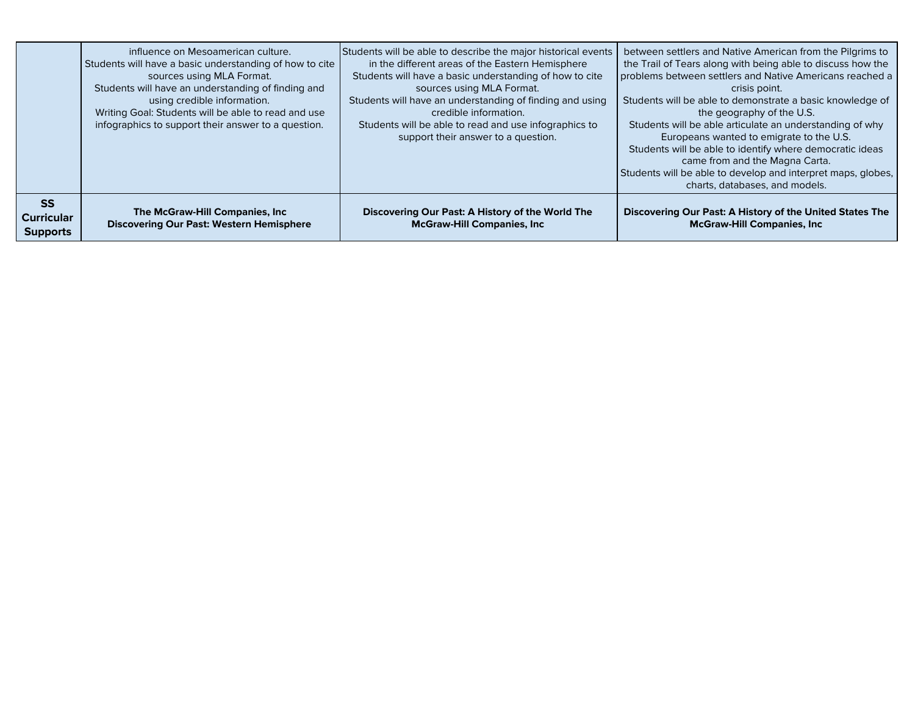| | | | |
|---|---|---|---|
| | influence on Mesoamerican culture.<br>Students will have a basic understanding of how to cite sources using MLA Format.<br>Students will have an understanding of finding and using credible information.<br>Writing Goal: Students will be able to read and use infographics to support their answer to a question. | Students will be able to describe the major historical events in the different areas of the Eastern Hemisphere<br>Students will have a basic understanding of how to cite sources using MLA Format.<br>Students will have an understanding of finding and using credible information.<br>Students will be able to read and use infographics to support their answer to a question. | between settlers and Native American from the Pilgrims to the Trail of Tears along with being able to discuss how the problems between settlers and Native Americans reached a crisis point.<br>Students will be able to demonstrate a basic knowledge of the geography of the U.S.<br>Students will be able articulate an understanding of why Europeans wanted to emigrate to the U.S.<br>Students will be able to identify where democratic ideas came from and the Magna Carta.<br>Students will be able to develop and interpret maps, globes, charts, databases, and models. |
| **SS Curricular Supports** | **The McGraw-Hill Companies, Inc**<br>**Discovering Our Past: Western Hemisphere** | **Discovering Our Past: A History of the World The McGraw-Hill Companies, Inc** | **Discovering Our Past: A History of the United States The McGraw-Hill Companies, Inc** |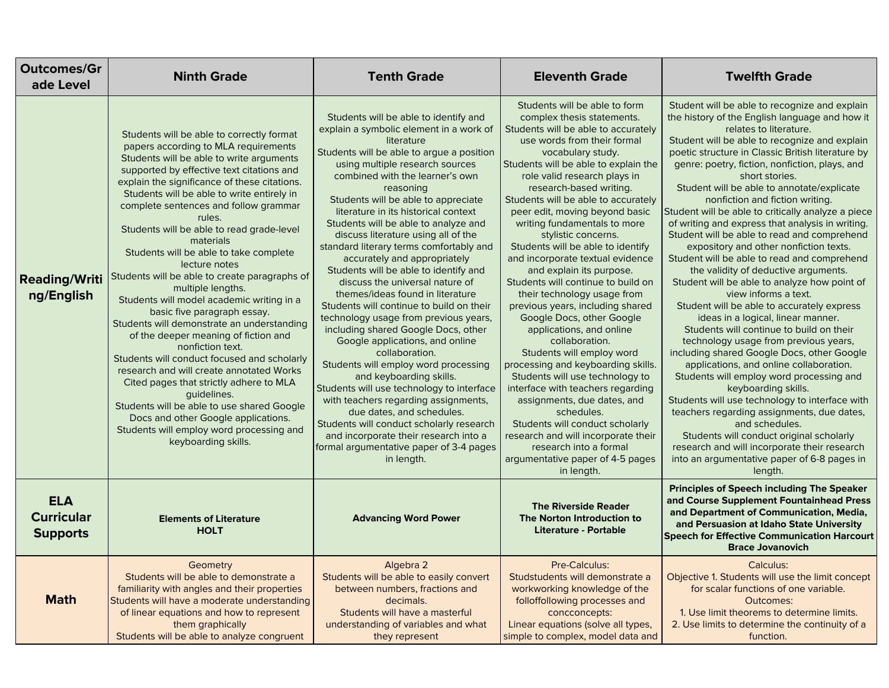| Outcomes/Grade Level | Ninth Grade | Tenth Grade | Eleventh Grade | Twelfth Grade |
|---|---|---|---|---|
| **Reading/Writing/English** | Students will be able to correctly format papers according to MLA requirements<br>Students will be able to write arguments supported by effective text citations and explain the significance of these citations.<br>Students will be able to write entirely in complete sentences and follow grammar rules.<br>Students will be able to read grade-level materials<br>Students will be able to take complete lecture notes<br>Students will be able to create paragraphs of multiple lengths.<br>Students will model academic writing in a basic five paragraph essay.<br>Students will demonstrate an understanding of the deeper meaning of fiction and nonfiction text.<br>Students will conduct focused and scholarly research and will create annotated Works Cited pages that strictly adhere to MLA guidelines.<br>Students will be able to use shared Google Docs and other Google applications.<br>Students will employ word processing and keyboarding skills. | Students will be able to identify and explain a symbolic element in a work of literature<br>Students will be able to argue a position using multiple research sources combined with the learner's own reasoning<br>Students will be able to appreciate literature in its historical context<br>Students will be able to analyze and discuss literature using all of the standard literary terms comfortably and accurately and appropriately<br>Students will be able to identify and discuss the universal nature of themes/ideas found in literature<br>Students will continue to build on their technology usage from previous years, including shared Google Docs, other Google applications, and online collaboration.<br>Students will employ word processing and keyboarding skills.<br>Students will use technology to interface with teachers regarding assignments, due dates, and schedules.<br>Students will conduct scholarly research and incorporate their research into a formal argumentative paper of 3-4 pages in length. | Students will be able to form complex thesis statements.<br>Students will be able to accurately use words from their formal vocabulary study.<br>Students will be able to explain the role valid research plays in research-based writing.<br>Students will be able to accurately peer edit, moving beyond basic writing fundamentals to more stylistic concerns.<br>Students will be able to identify and incorporate textual evidence and explain its purpose.<br>Students will continue to build on their technology usage from previous years, including shared Google Docs, other Google applications, and online collaboration.<br>Students will employ word processing and keyboarding skills.<br>Students will use technology to interface with teachers regarding assignments, due dates, and schedules.<br>Students will conduct scholarly research and will incorporate their research into a formal argumentative paper of 4-5 pages in length. | Student will be able to recognize and explain the history of the English language and how it relates to literature.<br>Student will be able to recognize and explain poetic structure in Classic British literature by genre: poetry, fiction, nonfiction, plays, and short stories.<br>Student will be able to annotate/explicate nonfiction and fiction writing.<br>Student will be able to critically analyze a piece of writing and express that analysis in writing.<br>Student will be able to read and comprehend expository and other nonfiction texts.<br>Student will be able to read and comprehend the validity of deductive arguments.<br>Student will be able to analyze how point of view informs a text.<br>Student will be able to accurately express ideas in a logical, linear manner.<br>Students will continue to build on their technology usage from previous years, including shared Google Docs, other Google applications, and online collaboration.<br>Students will employ word processing and keyboarding skills.<br>Students will use technology to interface with teachers regarding assignments, due dates, and schedules.<br>Students will conduct original scholarly research and will incorporate their research into an argumentative paper of 6-8 pages in length. |
| **ELA Curricular Supports** | **Elements of Literature HOLT** | **Advancing Word Power** | **The Riverside Reader**<br>**The Norton Introduction to Literature - Portable** | **Principles of Speech including The Speaker and Course Supplement Fountainhead Press and Department of Communication, Media, and Persuasion at Idaho State University Speech for Effective Communication Harcourt Brace Jovanovich** |
| **Math** | Geometry<br>Students will be able to demonstrate a familiarity with angles and their properties<br>Students will have a moderate understanding of linear equations and how to represent them graphically<br>Students will be able to analyze congruent | Algebra 2<br>Students will be able to easily convert between numbers, fractions and decimals.<br>Students will have a masterful understanding of variables and what they represent | Pre-Calculus:<br>Studstudents will demonstrate a workworking knowledge of the folloffollowing processes and concconcepts:<br>Linear equations (solve all types, simple to complex, model data and | Calculus:<br>Objective 1. Students will use the limit concept for scalar functions of one variable.<br>Outcomes:<br>1. Use limit theorems to determine limits.<br>2. Use limits to determine the continuity of a function. |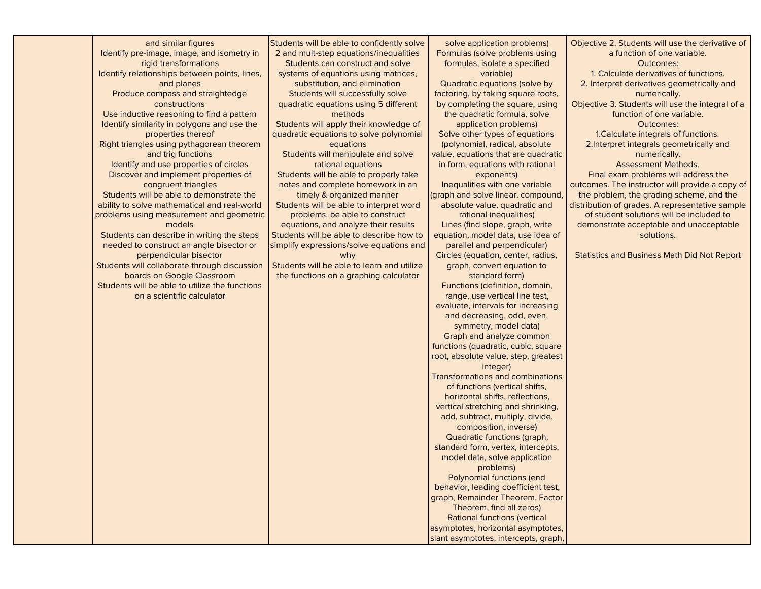| | | | | |
|---|---|---|---|---|
| | and similar figures<br>Identify pre-image, image, and isometry in rigid transformations<br>Identify relationships between points, lines, and planes<br>Produce compass and straightedge constructions<br>Use inductive reasoning to find a pattern<br>Identify similarity in polygons and use the properties thereof<br>Right triangles using pythagorean theorem and trig functions<br>Identify and use properties of circles<br>Discover and implement properties of congruent triangles<br>Students will be able to demonstrate the ability to solve mathematical and real-world problems using measurement and geometric models<br>Students can describe in writing the steps needed to construct an angle bisector or perpendicular bisector<br>Students will collaborate through discussion boards on Google Classroom<br>Students will be able to utilize the functions on a scientific calculator | Students will be able to confidently solve 2 and mult-step equations/inequalities<br>Students can construct and solve systems of equations using matrices, substitution, and elimination<br>Students will successfully solve quadratic equations using 5 different methods<br>Students will apply their knowledge of quadratic equations to solve polynomial equations<br>Students will manipulate and solve rational equations<br>Students will be able to properly take notes and complete homework in an timely & organized manner<br>Students will be able to interpret word problems, be able to construct equations, and analyze their results<br>Students will be able to describe how to simplify expressions/solve equations and why<br>Students will be able to learn and utilize the functions on a graphing calculator | solve application problems)<br>Formulas (solve problems using formulas, isolate a specified variable)<br>Quadratic equations (solve by factoring, by taking square roots, by completing the square, using the quadratic formula, solve application problems)<br>Solve other types of equations (polynomial, radical, absolute value, equations that are quadratic in form, equations with rational exponents)<br>Inequalities with one variable (graph and solve linear, compound, absolute value, quadratic and rational inequalities)<br>Lines (find slope, graph, write equation, model data, use idea of parallel and perpendicular)<br>Circles (equation, center, radius, graph, convert equation to standard form)<br>Functions (definition, domain, range, use vertical line test, evaluate, intervals for increasing and decreasing, odd, even, symmetry, model data)<br>Graph and analyze common functions (quadratic, cubic, square root, absolute value, step, greatest integer)<br>Transformations and combinations of functions (vertical shifts, horizontal shifts, reflections, vertical stretching and shrinking, add, subtract, multiply, divide, composition, inverse)<br>Quadratic functions (graph, standard form, vertex, intercepts, model data, solve application problems)<br>Polynomial functions (end behavior, leading coefficient test, graph, Remainder Theorem, Factor Theorem, find all zeros)<br>Rational functions (vertical asymptotes, horizontal asymptotes, slant asymptotes, intercepts, graph, | Objective 2. Students will use the derivative of a function of one variable.<br>Outcomes:<br>1. Calculate derivatives of functions.<br>2. Interpret derivatives geometrically and numerically.<br>Objective 3. Students will use the integral of a function of one variable.<br>Outcomes:<br>1.Calculate integrals of functions.<br>2.Interpret integrals geometrically and numerically.<br>Assessment Methods.<br>Final exam problems will address the outcomes. The instructor will provide a copy of the problem, the grading scheme, and the distribution of grades. A representative sample of student solutions will be included to demonstrate acceptable and unacceptable solutions.<br><br>Statistics and Business Math Did Not Report |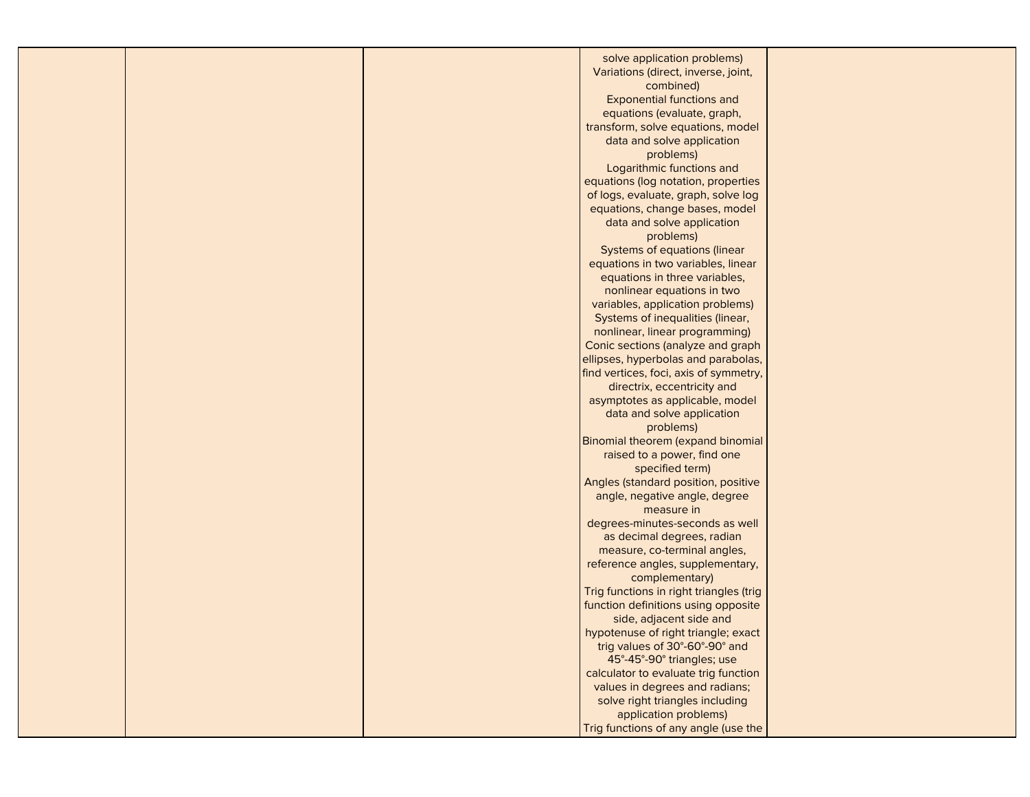|  |  |  | solve application problems)<br>Variations (direct, inverse, joint, combined)<br>Exponential functions and equations (evaluate, graph, transform, solve equations, model data and solve application problems)<br>Logarithmic functions and equations (log notation, properties of logs, evaluate, graph, solve log equations, change bases, model data and solve application problems)<br>Systems of equations (linear equations in two variables, linear equations in three variables, nonlinear equations in two variables, application problems)<br>Systems of inequalities (linear, nonlinear, linear programming)<br>Conic sections (analyze and graph ellipses, hyperbolas and parabolas, find vertices, foci, axis of symmetry, directrix, eccentricity and asymptotes as applicable, model data and solve application problems)<br>Binomial theorem (expand binomial raised to a power, find one specified term)<br>Angles (standard position, positive angle, negative angle, degree measure in degrees-minutes-seconds as well as decimal degrees, radian measure, co-terminal angles, reference angles, supplementary, complementary)<br>Trig functions in right triangles (trig function definitions using opposite side, adjacent side and hypotenuse of right triangle; exact trig values of 30°-60°-90° and 45°-45°-90° triangles; use calculator to evaluate trig function values in degrees and radians; solve right triangles including application problems)<br>Trig functions of any angle (use the |  |
|---|---|---|---|---|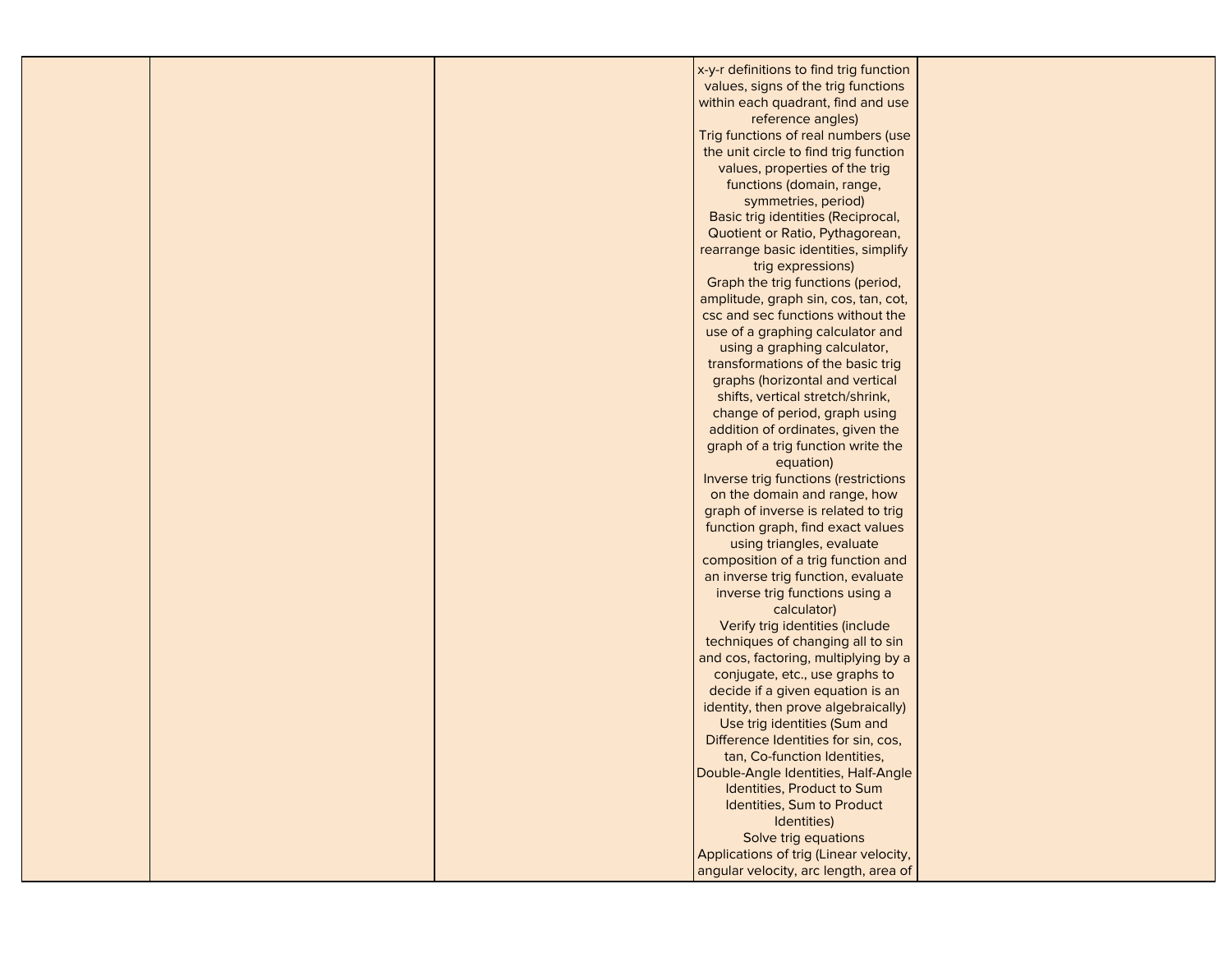| | | | | |
|---|---|---|---|---|
| | | | x-y-r definitions to find trig function values, signs of the trig functions within each quadrant, find and use reference angles)<br>Trig functions of real numbers (use the unit circle to find trig function values, properties of the trig functions (domain, range, symmetries, period)<br>Basic trig identities (Reciprocal, Quotient or Ratio, Pythagorean, rearrange basic identities, simplify trig expressions)<br>Graph the trig functions (period, amplitude, graph sin, cos, tan, cot, csc and sec functions without the use of a graphing calculator and using a graphing calculator, transformations of the basic trig graphs (horizontal and vertical shifts, vertical stretch/shrink, change of period, graph using addition of ordinates, given the graph of a trig function write the equation)<br>Inverse trig functions (restrictions on the domain and range, how graph of inverse is related to trig function graph, find exact values using triangles, evaluate composition of a trig function and an inverse trig function, evaluate inverse trig functions using a calculator)<br>Verify trig identities (include techniques of changing all to sin and cos, factoring, multiplying by a conjugate, etc., use graphs to decide if a given equation is an identity, then prove algebraically)<br>Use trig identities (Sum and Difference Identities for sin, cos, tan, Co-function Identities, Double-Angle Identities, Half-Angle Identities, Product to Sum Identities, Sum to Product Identities)<br>Solve trig equations<br>Applications of trig (Linear velocity, angular velocity, arc length, area of | |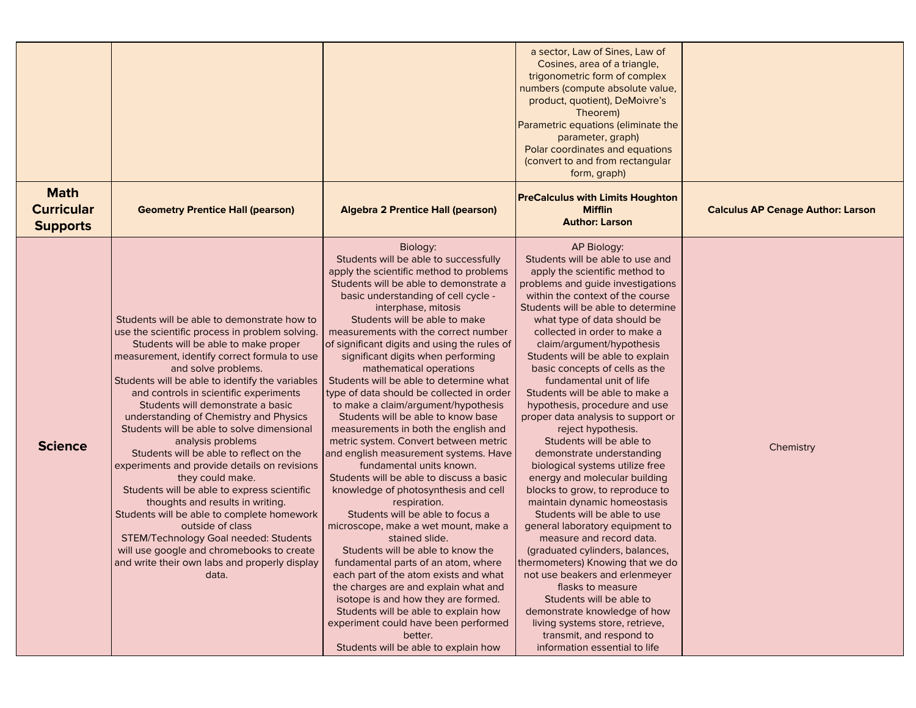| | | | | |
|---|---|---|---|---|
| | | | a sector, Law of Sines, Law of Cosines, area of a triangle, trigonometric form of complex numbers (compute absolute value, product, quotient), DeMoivre's Theorem)<br>Parametric equations (eliminate the parameter, graph)<br>Polar coordinates and equations (convert to and from rectangular form, graph) | |
| **Math Curricular Supports** | **Geometry Prentice Hall (pearson)** | **Algebra 2 Prentice Hall (pearson)** | **PreCalculus with Limits Houghton Mifflin Author: Larson** | **Calculus AP Cenage Author: Larson** |
| **Science** | Students will be able to demonstrate how to use the scientific process in problem solving.<br>Students will be able to make proper measurement, identify correct formula to use and solve problems.<br>Students will be able to identify the variables and controls in scientific experiments<br>Students will demonstrate a basic understanding of Chemistry and Physics<br>Students will be able to solve dimensional analysis problems<br>Students will be able to reflect on the experiments and provide details on revisions they could make.<br>Students will be able to express scientific thoughts and results in writing.<br>Students will be able to complete homework outside of class<br>STEM/Technology Goal needed: Students will use google and chromebooks to create and write their own labs and properly display data. | Biology:<br>Students will be able to successfully apply the scientific method to problems<br>Students will be able to demonstrate a basic understanding of cell cycle - interphase, mitosis<br>Students will be able to make measurements with the correct number of significant digits and using the rules of significant digits when performing mathematical operations<br>Students will be able to determine what type of data should be collected in order to make a claim/argument/hypothesis<br>Students will be able to know base measurements in both the english and metric system. Convert between metric and english measurement systems. Have fundamental units known.<br>Students will be able to discuss a basic knowledge of photosynthesis and cell respiration.<br>Students will be able to focus a microscope, make a wet mount, make a stained slide.<br>Students will be able to know the fundamental parts of an atom, where each part of the atom exists and what the charges are and explain what and isotope is and how they are formed.<br>Students will be able to explain how experiment could have been performed better.<br>Students will be able to explain how | AP Biology:<br>Students will be able to use and apply the scientific method to problems and guide investigations within the context of the course<br>Students will be able to determine what type of data should be collected in order to make a claim/argument/hypothesis<br>Students will be able to explain basic concepts of cells as the fundamental unit of life<br>Students will be able to make a hypothesis, procedure and use proper data analysis to support or reject hypothesis.<br>Students will be able to demonstrate understanding biological systems utilize free energy and molecular building blocks to grow, to reproduce to maintain dynamic homeostasis<br>Students will be able to use general laboratory equipment to measure and record data. (graduated cylinders, balances, thermometers) Knowing that we do not use beakers and erlenmeyer flasks to measure<br>Students will be able to demonstrate knowledge of how living systems store, retrieve, transmit, and respond to information essential to life | Chemistry |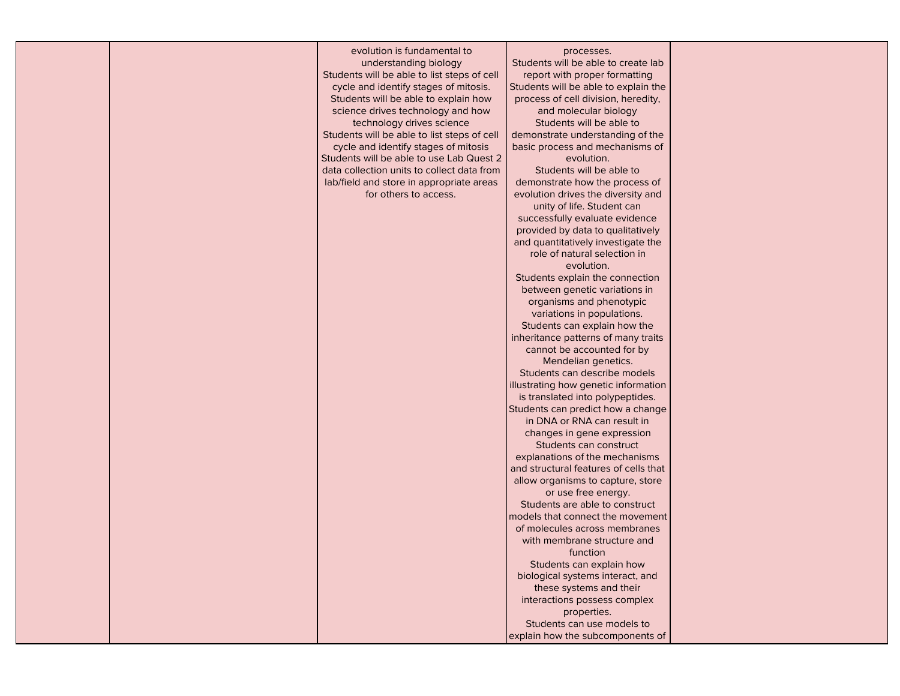|  |  | evolution is fundamental to understanding biology<br>Students will be able to list steps of cell cycle and identify stages of mitosis.<br>Students will be able to explain how science drives technology and how technology drives science<br>Students will be able to list steps of cell cycle and identify stages of mitosis<br>Students will be able to use Lab Quest 2 data collection units to collect data from lab/field and store in appropriate areas for others to access. | processes.<br>Students will be able to create lab report with proper formatting<br>Students will be able to explain the process of cell division, heredity, and molecular biology<br>Students will be able to demonstrate understanding of the basic process and mechanisms of evolution.<br>Students will be able to demonstrate how the process of evolution drives the diversity and unity of life. Student can successfully evaluate evidence provided by data to qualitatively and quantitatively investigate the role of natural selection in evolution.<br>Students explain the connection between genetic variations in organisms and phenotypic variations in populations.<br>Students can explain how the inheritance patterns of many traits cannot be accounted for by Mendelian genetics.<br>Students can describe models illustrating how genetic information is translated into polypeptides.<br>Students can predict how a change in DNA or RNA can result in changes in gene expression<br>Students can construct explanations of the mechanisms and structural features of cells that allow organisms to capture, store or use free energy.<br>Students are able to construct models that connect the movement of molecules across membranes with membrane structure and function<br>Students can explain how biological systems interact, and these systems and their interactions possess complex properties.<br>Students can use models to explain how the subcomponents of |  |
|---|---|---|---|---|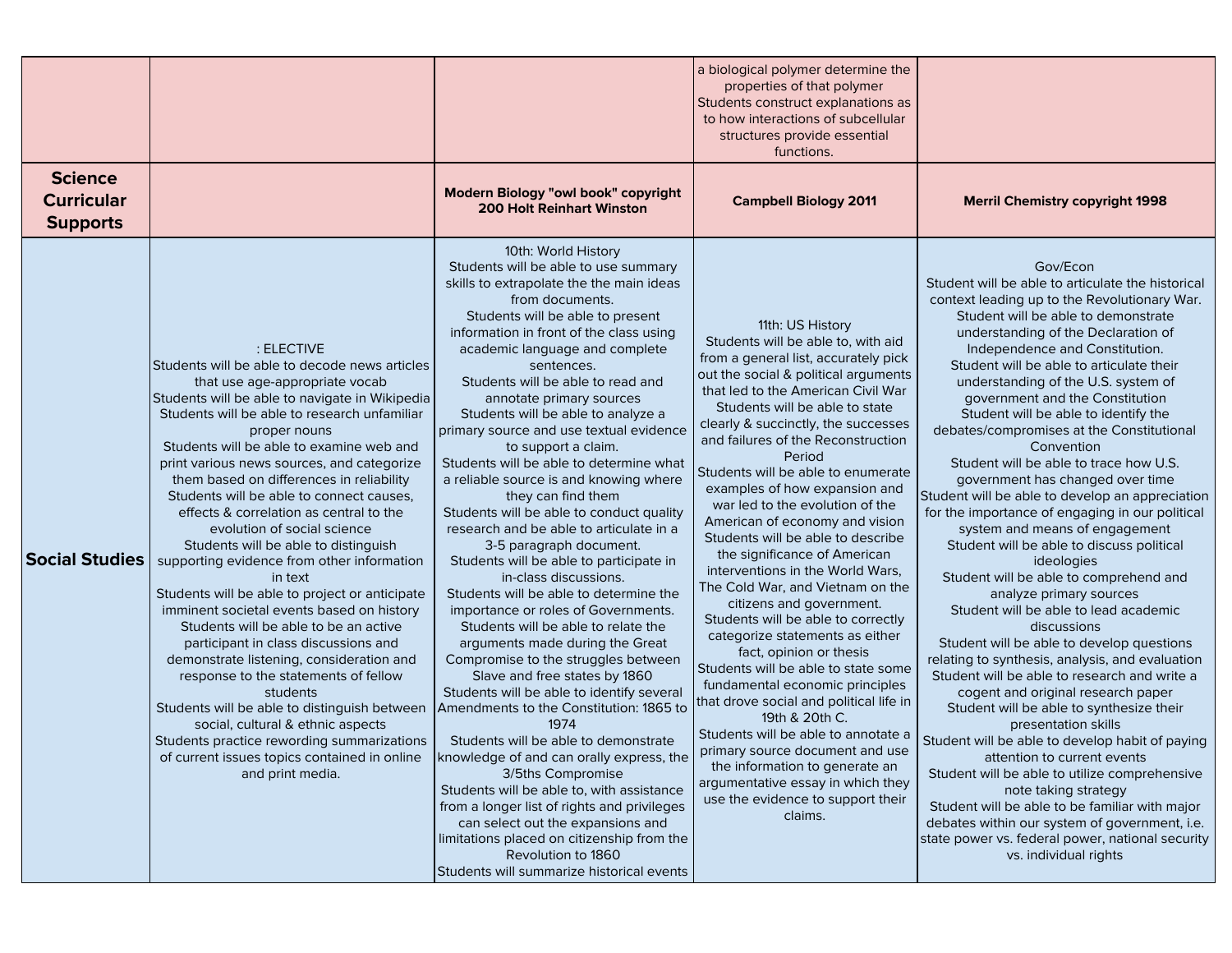| | | | | |
|---|---|---|---|---|
| | | | a biological polymer determine the properties of that polymer<br>Students construct explanations as to how interactions of subcellular structures provide essential functions. | |
| **Science Curricular Supports** | | **Modern Biology "owl book" copyright 200 Holt Reinhart Winston** | **Campbell Biology 2011** | **Merril Chemistry copyright 1998** |
| **Social Studies** | : ELECTIVE<br>Students will be able to decode news articles that use age-appropriate vocab<br>Students will be able to navigate in Wikipedia<br>Students will be able to research unfamiliar proper nouns<br>Students will be able to examine web and print various news sources, and categorize them based on differences in reliability<br>Students will be able to connect causes, effects & correlation as central to the evolution of social science<br>Students will be able to distinguish supporting evidence from other information in text<br>Students will be able to project or anticipate imminent societal events based on history<br>Students will be able to be an active participant in class discussions and demonstrate listening, consideration and response to the statements of fellow students<br>Students will be able to distinguish between social, cultural & ethnic aspects<br>Students practice rewording summarizations of current issues topics contained in online and print media. | 10th: World History<br>Students will be able to use summary skills to extrapolate the the main ideas from documents.<br>Students will be able to present information in front of the class using academic language and complete sentences.<br>Students will be able to read and annotate primary sources<br>Students will be able to analyze a primary source and use textual evidence to support a claim.<br>Students will be able to determine what a reliable source is and knowing where they can find them<br>Students will be able to conduct quality research and be able to articulate in a 3-5 paragraph document.<br>Students will be able to participate in in-class discussions.<br>Students will be able to determine the importance or roles of Governments.<br>Students will be able to relate the arguments made during the Great Compromise to the struggles between Slave and free states by 1860<br>Students will be able to identify several Amendments to the Constitution: 1865 to 1974<br>Students will be able to demonstrate knowledge of and can orally express, the 3/5ths Compromise<br>Students will be able to, with assistance from a longer list of rights and privileges can select out the expansions and limitations placed on citizenship from the Revolution to 1860<br>Students will summarize historical events | 11th: US History<br>Students will be able to, with aid from a general list, accurately pick out the social & political arguments that led to the American Civil War<br>Students will be able to state clearly & succinctly, the successes and failures of the Reconstruction Period<br>Students will be able to enumerate examples of how expansion and war led to the evolution of the American of economy and vision<br>Students will be able to describe the significance of American interventions in the World Wars, The Cold War, and Vietnam on the citizens and government.<br>Students will be able to correctly categorize statements as either fact, opinion or thesis<br>Students will be able to state some fundamental economic principles that drove social and political life in 19th & 20th C.<br>Students will be able to annotate a primary source document and use the information to generate an argumentative essay in which they use the evidence to support their claims. | Gov/Econ<br>Student will be able to articulate the historical context leading up to the Revolutionary War.<br>Student will be able to demonstrate understanding of the Declaration of Independence and Constitution.<br>Student will be able to articulate their understanding of the U.S. system of government and the Constitution<br>Student will be able to identify the debates/compromises at the Constitutional Convention<br>Student will be able to trace how U.S. government has changed over time<br>Student will be able to develop an appreciation for the importance of engaging in our political system and means of engagement<br>Student will be able to discuss political ideologies<br>Student will be able to comprehend and analyze primary sources<br>Student will be able to lead academic discussions<br>Student will be able to develop questions relating to synthesis, analysis, and evaluation<br>Student will be able to research and write a cogent and original research paper<br>Student will be able to synthesize their presentation skills<br>Student will be able to develop habit of paying attention to current events<br>Student will be able to utilize comprehensive note taking strategy<br>Student will be able to be familiar with major debates within our system of government, i.e. state power vs. federal power, national security vs. individual rights |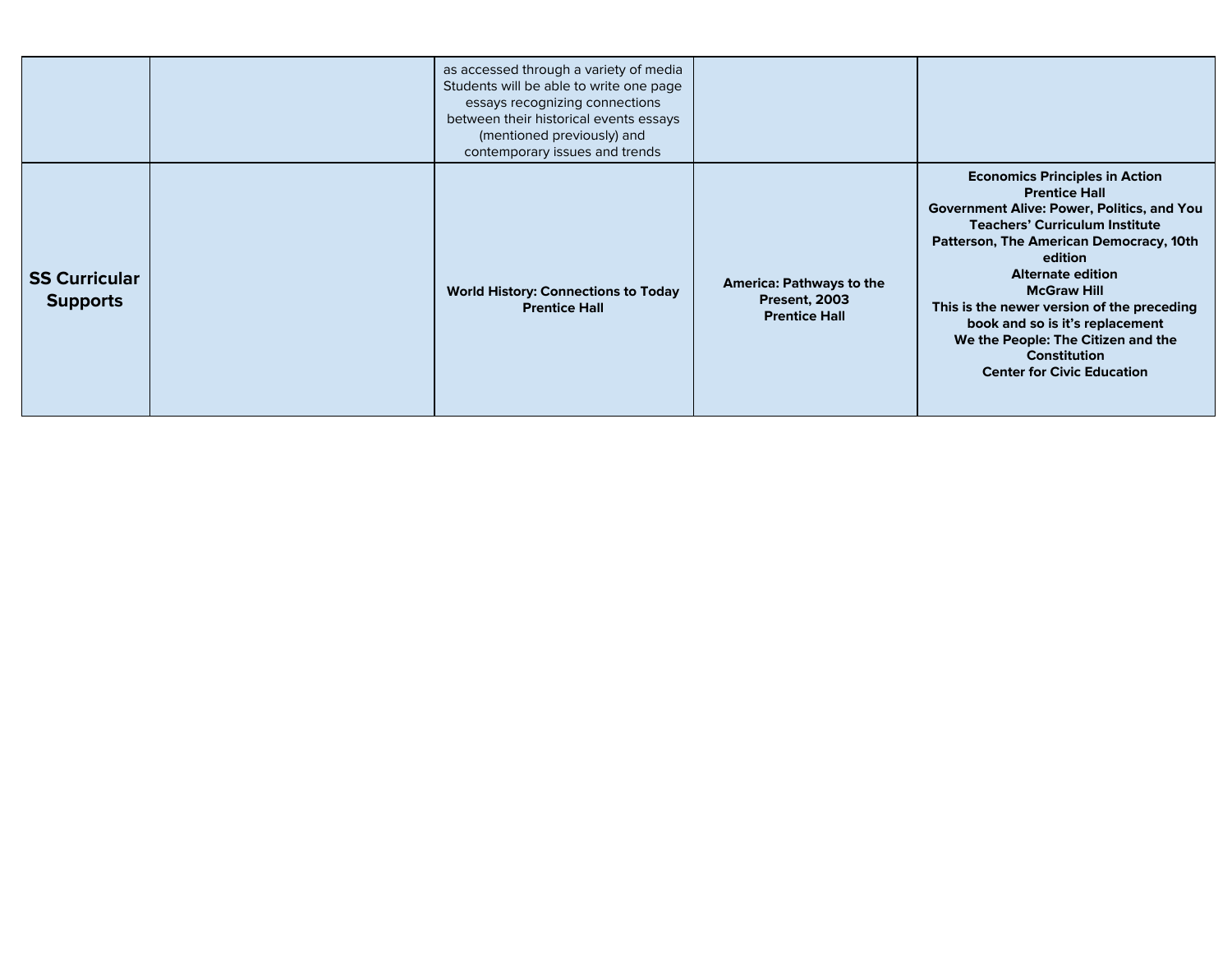| | | | | |
|---|---|---|---|---|
| | | as accessed through a variety of media<br>Students will be able to write one page essays recognizing connections between their historical events essays (mentioned previously) and contemporary issues and trends | | |
| **SS Curricular Supports** | | **World History: Connections to Today**<br>**Prentice Hall** | **America: Pathways to the Present, 2003**<br>**Prentice Hall** | **Economics Principles in Action**<br>**Prentice Hall**<br>**Government Alive: Power, Politics, and You**<br>**Teachers' Curriculum Institute**<br>**Patterson, The American Democracy, 10th edition**<br>**Alternate edition**<br>**McGraw Hill**<br>**This is the newer version of the preceding book and so is it's replacement**<br>**We the People: The Citizen and the Constitution**<br>**Center for Civic Education** |